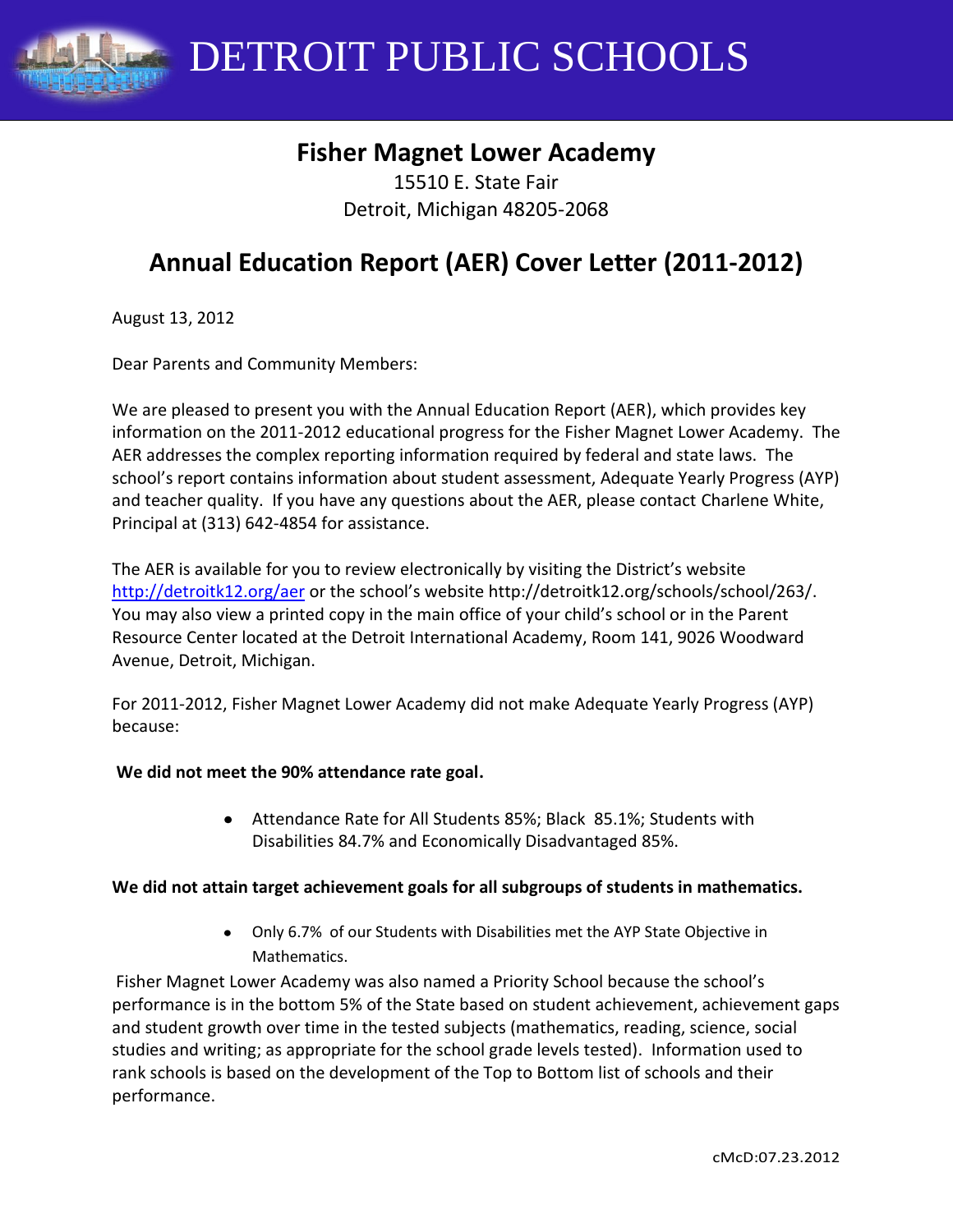# DETROIT PUBLIC SCHOOLS

## Fisher Magnet Lower Academy

15510 E. State Fair
Detroit, Michigan 48205-2068

## Annual Education Report (AER) Cover Letter (2011-2012)

August 13, 2012

Dear Parents and Community Members:

We are pleased to present you with the Annual Education Report (AER), which provides key information on the 2011-2012 educational progress for the Fisher Magnet Lower Academy. The AER addresses the complex reporting information required by federal and state laws. The school's report contains information about student assessment, Adequate Yearly Progress (AYP) and teacher quality. If you have any questions about the AER, please contact Charlene White, Principal at (313) 642-4854 for assistance.

The AER is available for you to review electronically by visiting the District's website http://detroitk12.org/aer or the school's website http://detroitk12.org/schools/school/263/. You may also view a printed copy in the main office of your child's school or in the Parent Resource Center located at the Detroit International Academy, Room 141, 9026 Woodward Avenue, Detroit, Michigan.

For 2011-2012, Fisher Magnet Lower Academy did not make Adequate Yearly Progress (AYP) because:

**We did not meet the 90% attendance rate goal.**

- Attendance Rate for All Students 85%; Black 85.1%; Students with Disabilities 84.7% and Economically Disadvantaged 85%.

**We did not attain target achievement goals for all subgroups of students in mathematics.**

- Only 6.7% of our Students with Disabilities met the AYP State Objective in Mathematics.

Fisher Magnet Lower Academy was also named a Priority School because the school's performance is in the bottom 5% of the State based on student achievement, achievement gaps and student growth over time in the tested subjects (mathematics, reading, science, social studies and writing; as appropriate for the school grade levels tested). Information used to rank schools is based on the development of the Top to Bottom list of schools and their performance.

cMcD:07.23.2012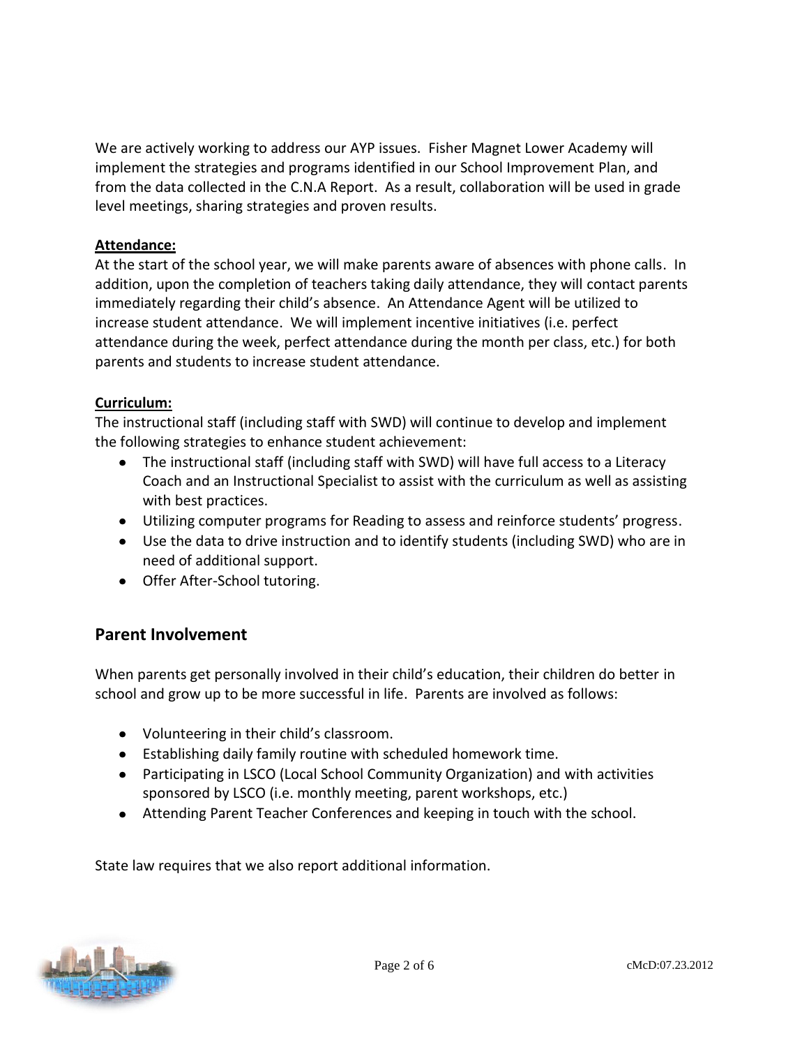We are actively working to address our AYP issues. Fisher Magnet Lower Academy will implement the strategies and programs identified in our School Improvement Plan, and from the data collected in the C.N.A Report. As a result, collaboration will be used in grade level meetings, sharing strategies and proven results.

**Attendance:**

At the start of the school year, we will make parents aware of absences with phone calls. In addition, upon the completion of teachers taking daily attendance, they will contact parents immediately regarding their child's absence. An Attendance Agent will be utilized to increase student attendance. We will implement incentive initiatives (i.e. perfect attendance during the week, perfect attendance during the month per class, etc.) for both parents and students to increase student attendance.

**Curriculum:**

The instructional staff (including staff with SWD) will continue to develop and implement the following strategies to enhance student achievement:

- The instructional staff (including staff with SWD) will have full access to a Literacy Coach and an Instructional Specialist to assist with the curriculum as well as assisting with best practices.
- Utilizing computer programs for Reading to assess and reinforce students' progress.
- Use the data to drive instruction and to identify students (including SWD) who are in need of additional support.
- Offer After-School tutoring.

## Parent Involvement

When parents get personally involved in their child's education, their children do better in school and grow up to be more successful in life. Parents are involved as follows:

- Volunteering in their child's classroom.
- Establishing daily family routine with scheduled homework time.
- Participating in LSCO (Local School Community Organization) and with activities sponsored by LSCO (i.e. monthly meeting, parent workshops, etc.)
- Attending Parent Teacher Conferences and keeping in touch with the school.

State law requires that we also report additional information.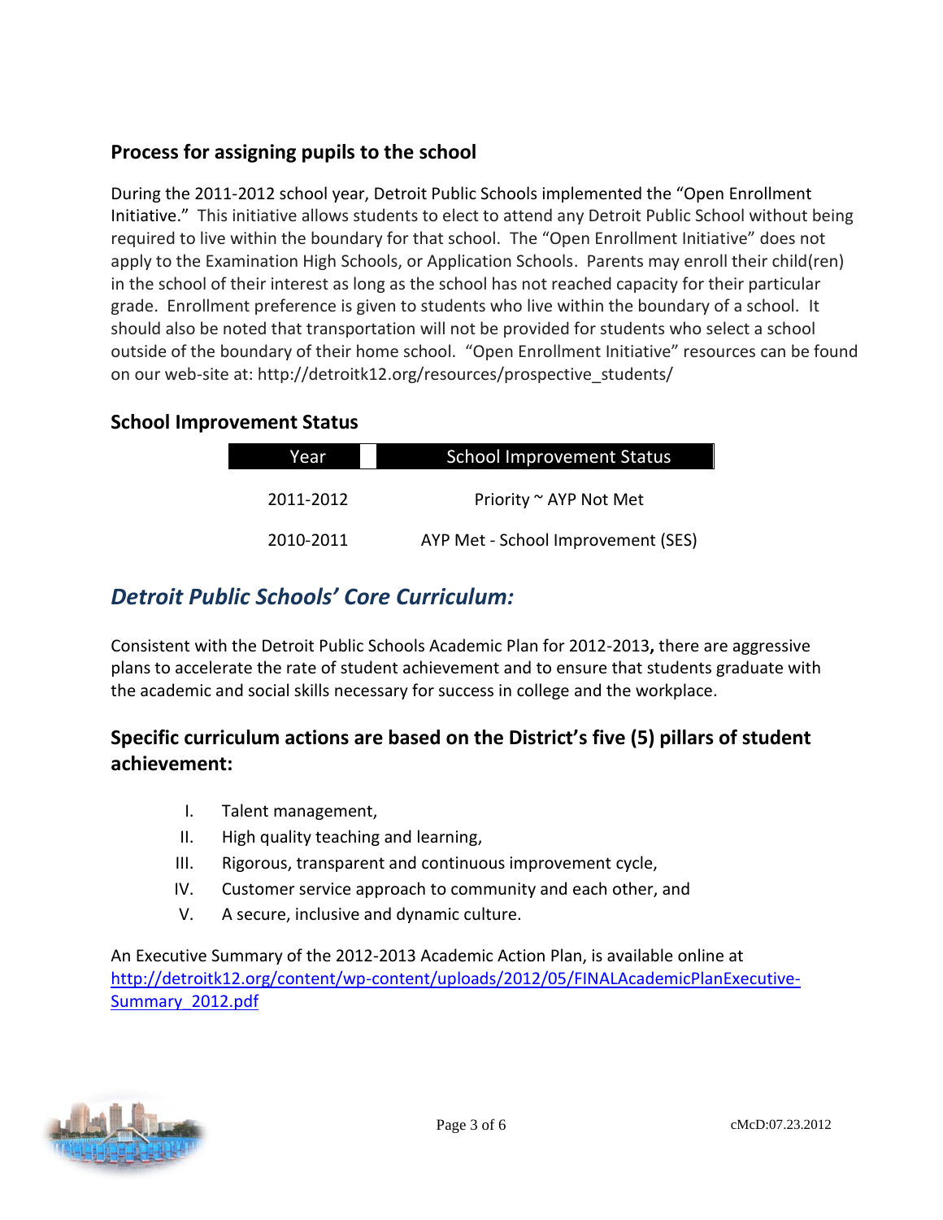## Process for assigning pupils to the school

During the 2011-2012 school year, Detroit Public Schools implemented the "Open Enrollment Initiative." This initiative allows students to elect to attend any Detroit Public School without being required to live within the boundary for that school. The "Open Enrollment Initiative" does not apply to the Examination High Schools, or Application Schools. Parents may enroll their child(ren) in the school of their interest as long as the school has not reached capacity for their particular grade. Enrollment preference is given to students who live within the boundary of a school. It should also be noted that transportation will not be provided for students who select a school outside of the boundary of their home school. "Open Enrollment Initiative" resources can be found on our web-site at: http://detroitk12.org/resources/prospective_students/

## School Improvement Status

| Year | School Improvement Status |
| --- | --- |
| 2011-2012 | Priority ~ AYP Not Met |
| 2010-2011 | AYP Met - School Improvement (SES) |

## *Detroit Public Schools' Core Curriculum:*

Consistent with the Detroit Public Schools Academic Plan for 2012-2013**,** there are aggressive plans to accelerate the rate of student achievement and to ensure that students graduate with the academic and social skills necessary for success in college and the workplace.

### Specific curriculum actions are based on the District's five (5) pillars of student achievement:

I. Talent management,
II. High quality teaching and learning,
III. Rigorous, transparent and continuous improvement cycle,
IV. Customer service approach to community and each other, and
V. A secure, inclusive and dynamic culture.

An Executive Summary of the 2012-2013 Academic Action Plan, is available online at http://detroitk12.org/content/wp-content/uploads/2012/05/FINALAcademicPlanExecutive-Summary_2012.pdf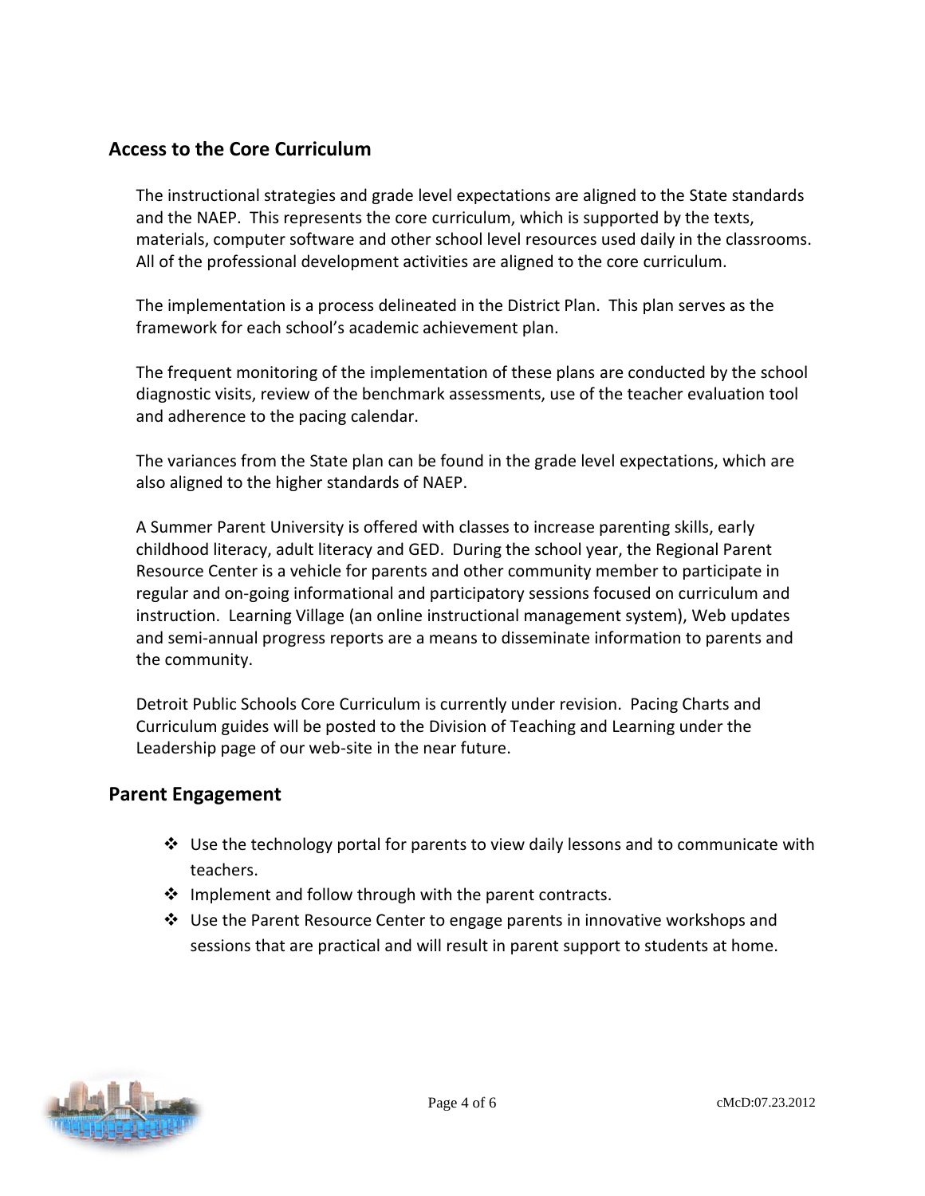## Access to the Core Curriculum

The instructional strategies and grade level expectations are aligned to the State standards and the NAEP. This represents the core curriculum, which is supported by the texts, materials, computer software and other school level resources used daily in the classrooms. All of the professional development activities are aligned to the core curriculum.

The implementation is a process delineated in the District Plan. This plan serves as the framework for each school's academic achievement plan.

The frequent monitoring of the implementation of these plans are conducted by the school diagnostic visits, review of the benchmark assessments, use of the teacher evaluation tool and adherence to the pacing calendar.

The variances from the State plan can be found in the grade level expectations, which are also aligned to the higher standards of NAEP.

A Summer Parent University is offered with classes to increase parenting skills, early childhood literacy, adult literacy and GED. During the school year, the Regional Parent Resource Center is a vehicle for parents and other community member to participate in regular and on-going informational and participatory sessions focused on curriculum and instruction. Learning Village (an online instructional management system), Web updates and semi-annual progress reports are a means to disseminate information to parents and the community.

Detroit Public Schools Core Curriculum is currently under revision. Pacing Charts and Curriculum guides will be posted to the Division of Teaching and Learning under the Leadership page of our web-site in the near future.

## Parent Engagement

- Use the technology portal for parents to view daily lessons and to communicate with teachers.
- Implement and follow through with the parent contracts.
- Use the Parent Resource Center to engage parents in innovative workshops and sessions that are practical and will result in parent support to students at home.

cMcD:07.23.2012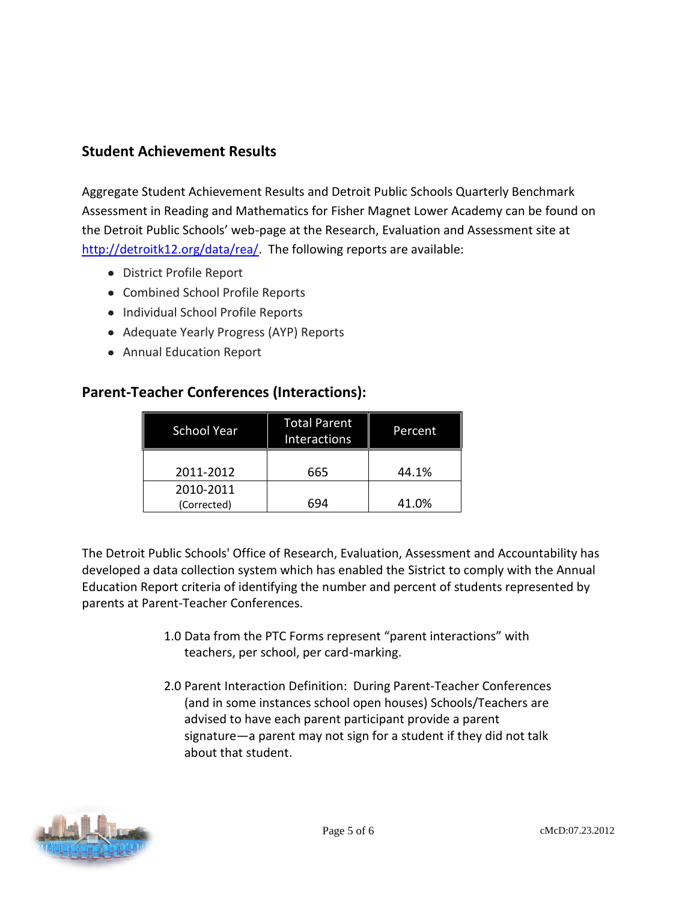## Student Achievement Results

Aggregate Student Achievement Results and Detroit Public Schools Quarterly Benchmark Assessment in Reading and Mathematics for Fisher Magnet Lower Academy can be found on the Detroit Public Schools' web-page at the Research, Evaluation and Assessment site at http://detroitk12.org/data/rea/. The following reports are available:

- District Profile Report
- Combined School Profile Reports
- Individual School Profile Reports
- Adequate Yearly Progress (AYP) Reports
- Annual Education Report

## Parent-Teacher Conferences (Interactions):

| School Year | Total Parent Interactions | Percent |
|---|---|---|
| 2011-2012 | 665 | 44.1% |
| 2010-2011 (Corrected) | 694 | 41.0% |

The Detroit Public Schools' Office of Research, Evaluation, Assessment and Accountability has developed a data collection system which has enabled the Sistrict to comply with the Annual Education Report criteria of identifying the number and percent of students represented by parents at Parent-Teacher Conferences.

1.0 Data from the PTC Forms represent "parent interactions" with teachers, per school, per card-marking.

2.0 Parent Interaction Definition: During Parent-Teacher Conferences (and in some instances school open houses) Schools/Teachers are advised to have each parent participant provide a parent signature—a parent may not sign for a student if they did not talk about that student.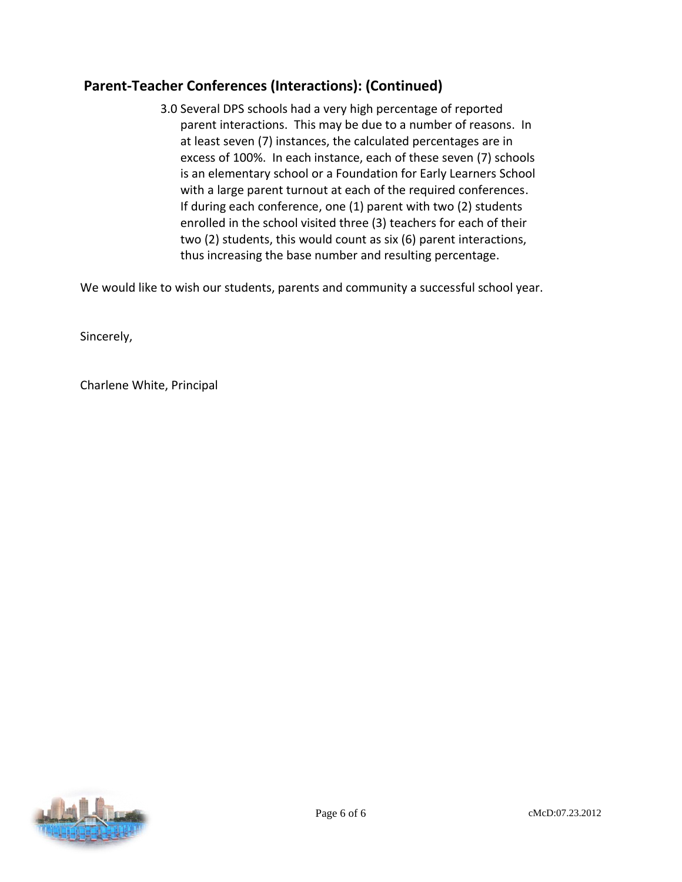## Parent-Teacher Conferences (Interactions): (Continued)

3.0 Several DPS schools had a very high percentage of reported parent interactions. This may be due to a number of reasons. In at least seven (7) instances, the calculated percentages are in excess of 100%. In each instance, each of these seven (7) schools is an elementary school or a Foundation for Early Learners School with a large parent turnout at each of the required conferences. If during each conference, one (1) parent with two (2) students enrolled in the school visited three (3) teachers for each of their two (2) students, this would count as six (6) parent interactions, thus increasing the base number and resulting percentage.

We would like to wish our students, parents and community a successful school year.

Sincerely,

Charlene White, Principal